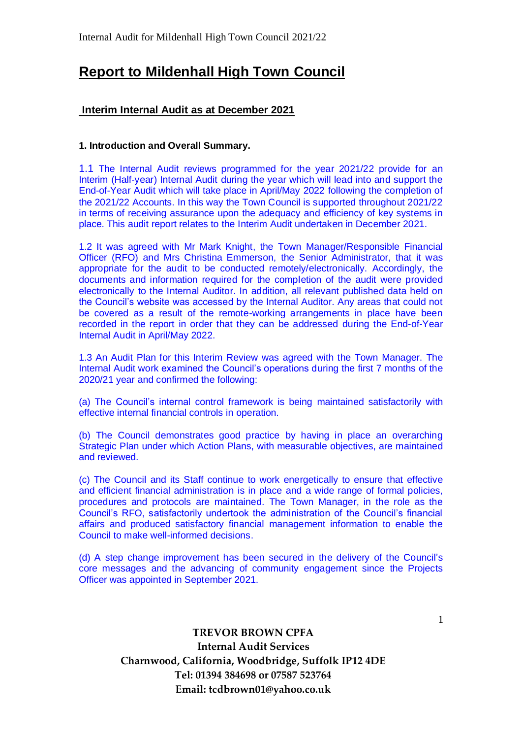# Report to Mildenhall High Town Council

## Interim Internal Audit as at December 2021

### 1. Introduction and Overall Summary.

1.1 The Internal Audit reviews programmed for the year 2021/22 provide for an Interim (Half-year) Internal Audit during the year which will lead into and support the End-of-Year Audit which will take place in April/May 2022 following the completion of the 2021/22 Accounts. In this way the Town Council is supported throughout 2021/22 in terms of receiving assurance upon the adequacy and efficiency of key systems in place. This audit report relates to the Interim Audit undertaken in December 2021.

1.2 It was agreed with Mr Mark Knight, the Town Manager/Responsible Financial Officer (RFO) and Mrs Christina Emmerson, the Senior Administrator, that it was appropriate for the audit to be conducted remotely/electronically. Accordingly, the documents and information required for the completion of the audit were provided electronically to the Internal Auditor. In addition, all relevant published data held on the Council's website was accessed by the Internal Auditor. Any areas that could not be covered as a result of the remote-working arrangements in place have been recorded in the report in order that they can be addressed during the End-of-Year Internal Audit in April/May 2022.

1.3 An Audit Plan for this Interim Review was agreed with the Town Manager. The Internal Audit work examined the Council's operations during the first 7 months of the 2020/21 year and confirmed the following:

(a) The Council's internal control framework is being maintained satisfactorily with effective internal financial controls in operation.

(b) The Council demonstrates good practice by having in place an overarching Strategic Plan under which Action Plans, with measurable objectives, are maintained and reviewed.

(c) The Council and its Staff continue to work energetically to ensure that effective and efficient financial administration is in place and a wide range of formal policies, procedures and protocols are maintained. The Town Manager, in the role as the Council's RFO, satisfactorily undertook the administration of the Council's financial affairs and produced satisfactory financial management information to enable the Council to make well-informed decisions.

(d) A step change improvement has been secured in the delivery of the Council's core messages and the advancing of community engagement since the Projects Officer was appointed in September 2021.

**TREVOR BROWN CPFA**
**Internal Audit Services**
**Charnwood, California, Woodbridge, Suffolk IP12 4DE**
**Tel: 01394 384698 or 07587 523764**
**Email: tcdbrown01@yahoo.co.uk**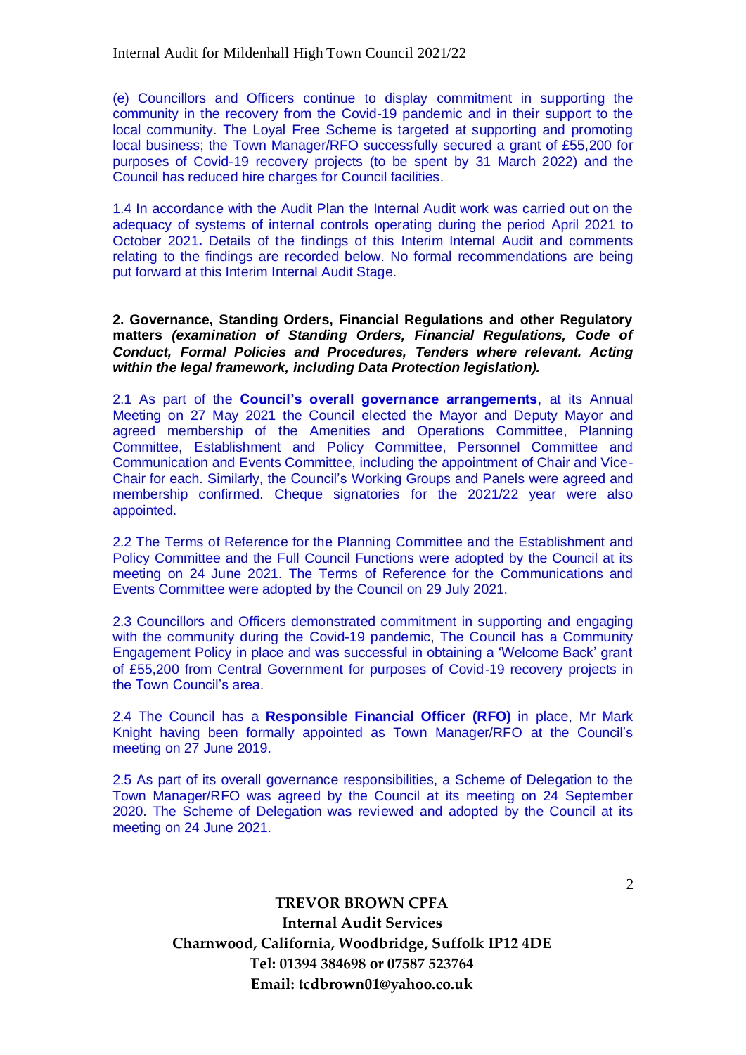(e) Councillors and Officers continue to display commitment in supporting the community in the recovery from the Covid-19 pandemic and in their support to the local community. The Loyal Free Scheme is targeted at supporting and promoting local business; the Town Manager/RFO successfully secured a grant of £55,200 for purposes of Covid-19 recovery projects (to be spent by 31 March 2022) and the Council has reduced hire charges for Council facilities.

1.4 In accordance with the Audit Plan the Internal Audit work was carried out on the adequacy of systems of internal controls operating during the period April 2021 to October 2021**.** Details of the findings of this Interim Internal Audit and comments relating to the findings are recorded below. No formal recommendations are being put forward at this Interim Internal Audit Stage.

**2. Governance, Standing Orders, Financial Regulations and other Regulatory matters** ***(examination of Standing Orders, Financial Regulations, Code of Conduct, Formal Policies and Procedures, Tenders where relevant. Acting within the legal framework, including Data Protection legislation).***

2.1 As part of the **Council's overall governance arrangements**, at its Annual Meeting on 27 May 2021 the Council elected the Mayor and Deputy Mayor and agreed membership of the Amenities and Operations Committee, Planning Committee, Establishment and Policy Committee, Personnel Committee and Communication and Events Committee, including the appointment of Chair and Vice-Chair for each. Similarly, the Council's Working Groups and Panels were agreed and membership confirmed. Cheque signatories for the 2021/22 year were also appointed.

2.2 The Terms of Reference for the Planning Committee and the Establishment and Policy Committee and the Full Council Functions were adopted by the Council at its meeting on 24 June 2021. The Terms of Reference for the Communications and Events Committee were adopted by the Council on 29 July 2021.

2.3 Councillors and Officers demonstrated commitment in supporting and engaging with the community during the Covid-19 pandemic, The Council has a Community Engagement Policy in place and was successful in obtaining a 'Welcome Back' grant of £55,200 from Central Government for purposes of Covid-19 recovery projects in the Town Council's area.

2.4 The Council has a **Responsible Financial Officer (RFO)** in place, Mr Mark Knight having been formally appointed as Town Manager/RFO at the Council's meeting on 27 June 2019.

2.5 As part of its overall governance responsibilities, a Scheme of Delegation to the Town Manager/RFO was agreed by the Council at its meeting on 24 September 2020. The Scheme of Delegation was reviewed and adopted by the Council at its meeting on 24 June 2021.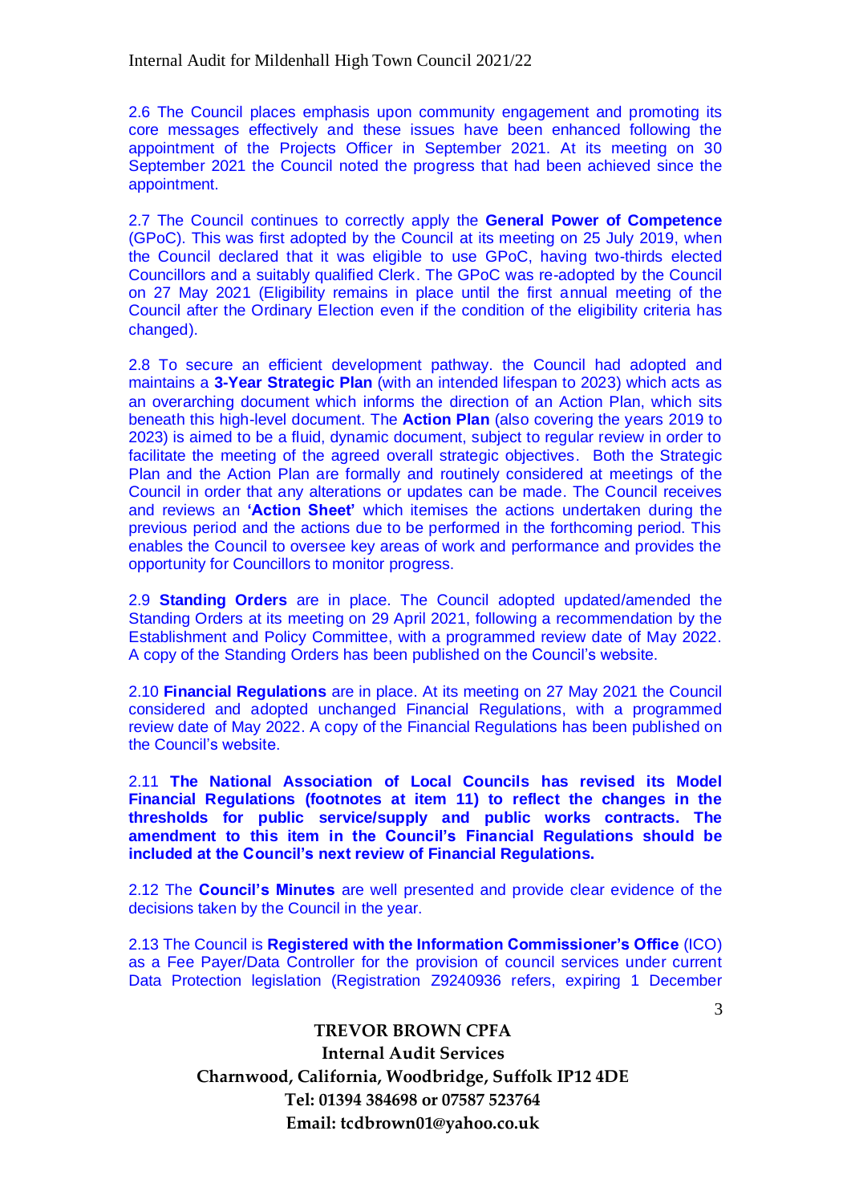2.6 The Council places emphasis upon community engagement and promoting its core messages effectively and these issues have been enhanced following the appointment of the Projects Officer in September 2021. At its meeting on 30 September 2021 the Council noted the progress that had been achieved since the appointment.

2.7 The Council continues to correctly apply the **General Power of Competence** (GPoC). This was first adopted by the Council at its meeting on 25 July 2019, when the Council declared that it was eligible to use GPoC, having two-thirds elected Councillors and a suitably qualified Clerk. The GPoC was re-adopted by the Council on 27 May 2021 (Eligibility remains in place until the first annual meeting of the Council after the Ordinary Election even if the condition of the eligibility criteria has changed).

2.8 To secure an efficient development pathway. the Council had adopted and maintains a **3-Year Strategic Plan** (with an intended lifespan to 2023) which acts as an overarching document which informs the direction of an Action Plan, which sits beneath this high-level document. The **Action Plan** (also covering the years 2019 to 2023) is aimed to be a fluid, dynamic document, subject to regular review in order to facilitate the meeting of the agreed overall strategic objectives. Both the Strategic Plan and the Action Plan are formally and routinely considered at meetings of the Council in order that any alterations or updates can be made. The Council receives and reviews an **'Action Sheet'** which itemises the actions undertaken during the previous period and the actions due to be performed in the forthcoming period. This enables the Council to oversee key areas of work and performance and provides the opportunity for Councillors to monitor progress.

2.9 **Standing Orders** are in place. The Council adopted updated/amended the Standing Orders at its meeting on 29 April 2021, following a recommendation by the Establishment and Policy Committee, with a programmed review date of May 2022. A copy of the Standing Orders has been published on the Council's website.

2.10 **Financial Regulations** are in place. At its meeting on 27 May 2021 the Council considered and adopted unchanged Financial Regulations, with a programmed review date of May 2022. A copy of the Financial Regulations has been published on the Council's website.

2.11 **The National Association of Local Councils has revised its Model Financial Regulations (footnotes at item 11) to reflect the changes in the thresholds for public service/supply and public works contracts. The amendment to this item in the Council's Financial Regulations should be included at the Council's next review of Financial Regulations.**

2.12 The **Council's Minutes** are well presented and provide clear evidence of the decisions taken by the Council in the year.

2.13 The Council is **Registered with the Information Commissioner's Office** (ICO) as a Fee Payer/Data Controller for the provision of council services under current Data Protection legislation (Registration Z9240936 refers, expiring 1 December

**TREVOR BROWN CPFA**
**Internal Audit Services**
**Charnwood, California, Woodbridge, Suffolk IP12 4DE**
**Tel: 01394 384698 or 07587 523764**
**Email: tcdbrown01@yahoo.co.uk**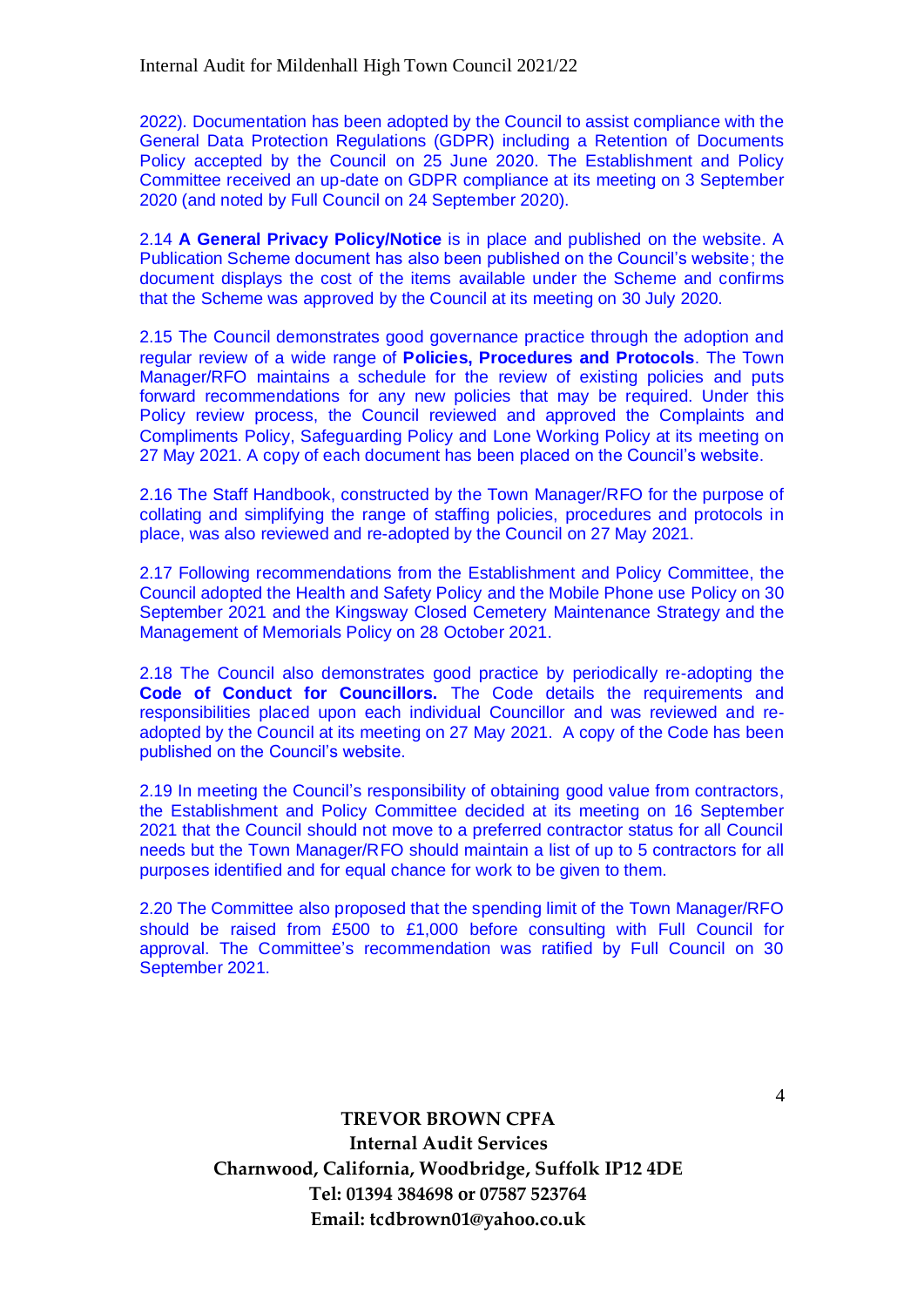2022). Documentation has been adopted by the Council to assist compliance with the General Data Protection Regulations (GDPR) including a Retention of Documents Policy accepted by the Council on 25 June 2020. The Establishment and Policy Committee received an up-date on GDPR compliance at its meeting on 3 September 2020 (and noted by Full Council on 24 September 2020).

2.14 **A General Privacy Policy/Notice** is in place and published on the website. A Publication Scheme document has also been published on the Council's website; the document displays the cost of the items available under the Scheme and confirms that the Scheme was approved by the Council at its meeting on 30 July 2020.

2.15 The Council demonstrates good governance practice through the adoption and regular review of a wide range of **Policies, Procedures and Protocols**. The Town Manager/RFO maintains a schedule for the review of existing policies and puts forward recommendations for any new policies that may be required. Under this Policy review process, the Council reviewed and approved the Complaints and Compliments Policy, Safeguarding Policy and Lone Working Policy at its meeting on 27 May 2021. A copy of each document has been placed on the Council's website.

2.16 The Staff Handbook, constructed by the Town Manager/RFO for the purpose of collating and simplifying the range of staffing policies, procedures and protocols in place, was also reviewed and re-adopted by the Council on 27 May 2021.

2.17 Following recommendations from the Establishment and Policy Committee, the Council adopted the Health and Safety Policy and the Mobile Phone use Policy on 30 September 2021 and the Kingsway Closed Cemetery Maintenance Strategy and the Management of Memorials Policy on 28 October 2021.

2.18 The Council also demonstrates good practice by periodically re-adopting the **Code of Conduct for Councillors.** The Code details the requirements and responsibilities placed upon each individual Councillor and was reviewed and re-adopted by the Council at its meeting on 27 May 2021. A copy of the Code has been published on the Council's website.

2.19 In meeting the Council's responsibility of obtaining good value from contractors, the Establishment and Policy Committee decided at its meeting on 16 September 2021 that the Council should not move to a preferred contractor status for all Council needs but the Town Manager/RFO should maintain a list of up to 5 contractors for all purposes identified and for equal chance for work to be given to them.

2.20 The Committee also proposed that the spending limit of the Town Manager/RFO should be raised from £500 to £1,000 before consulting with Full Council for approval. The Committee's recommendation was ratified by Full Council on 30 September 2021.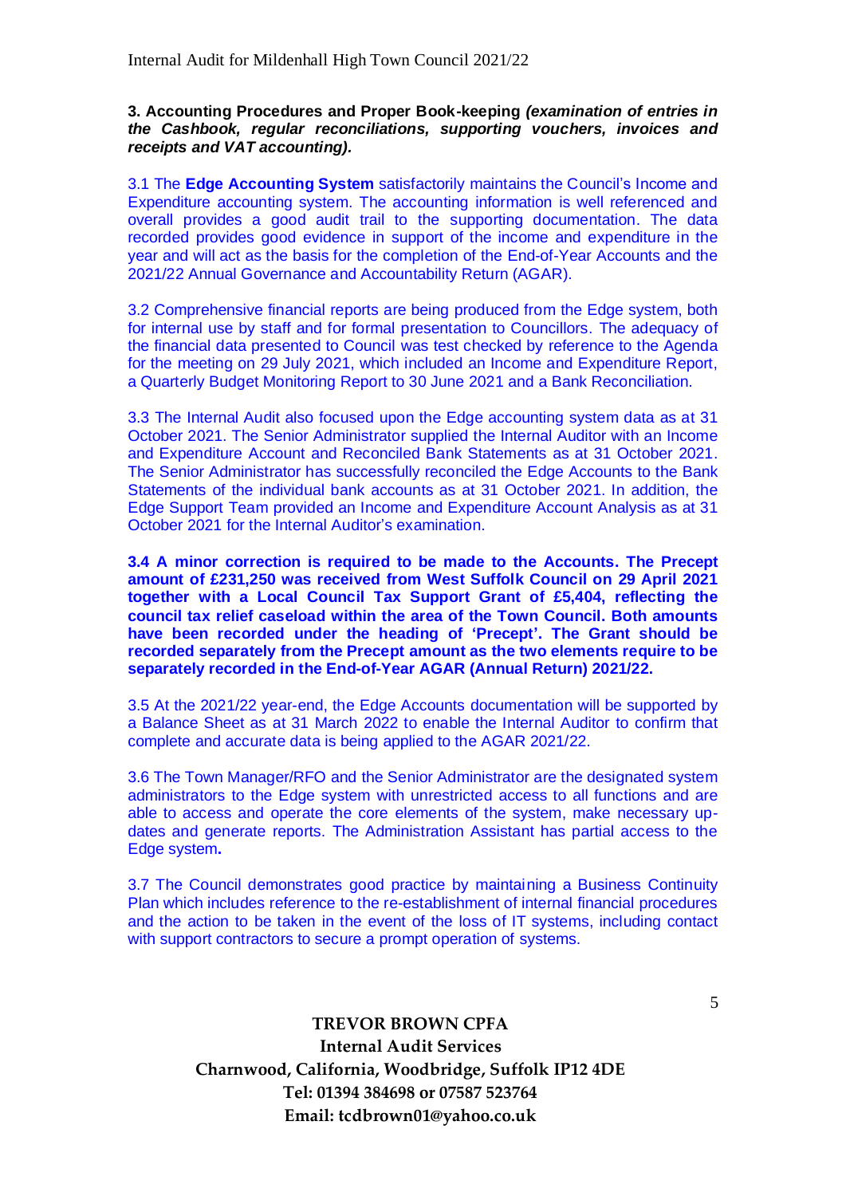**3. Accounting Procedures and Proper Book-keeping** ***(examination of entries in the Cashbook, regular reconciliations, supporting vouchers, invoices and receipts and VAT accounting).***

3.1 The **Edge Accounting System** satisfactorily maintains the Council's Income and Expenditure accounting system. The accounting information is well referenced and overall provides a good audit trail to the supporting documentation. The data recorded provides good evidence in support of the income and expenditure in the year and will act as the basis for the completion of the End-of-Year Accounts and the 2021/22 Annual Governance and Accountability Return (AGAR).

3.2 Comprehensive financial reports are being produced from the Edge system, both for internal use by staff and for formal presentation to Councillors. The adequacy of the financial data presented to Council was test checked by reference to the Agenda for the meeting on 29 July 2021, which included an Income and Expenditure Report, a Quarterly Budget Monitoring Report to 30 June 2021 and a Bank Reconciliation.

3.3 The Internal Audit also focused upon the Edge accounting system data as at 31 October 2021. The Senior Administrator supplied the Internal Auditor with an Income and Expenditure Account and Reconciled Bank Statements as at 31 October 2021. The Senior Administrator has successfully reconciled the Edge Accounts to the Bank Statements of the individual bank accounts as at 31 October 2021. In addition, the Edge Support Team provided an Income and Expenditure Account Analysis as at 31 October 2021 for the Internal Auditor's examination.

**3.4 A minor correction is required to be made to the Accounts. The Precept amount of £231,250 was received from West Suffolk Council on 29 April 2021 together with a Local Council Tax Support Grant of £5,404, reflecting the council tax relief caseload within the area of the Town Council. Both amounts have been recorded under the heading of 'Precept'. The Grant should be recorded separately from the Precept amount as the two elements require to be separately recorded in the End-of-Year AGAR (Annual Return) 2021/22.**

3.5 At the 2021/22 year-end, the Edge Accounts documentation will be supported by a Balance Sheet as at 31 March 2022 to enable the Internal Auditor to confirm that complete and accurate data is being applied to the AGAR 2021/22.

3.6 The Town Manager/RFO and the Senior Administrator are the designated system administrators to the Edge system with unrestricted access to all functions and are able to access and operate the core elements of the system, make necessary up-dates and generate reports. The Administration Assistant has partial access to the Edge system.

3.7 The Council demonstrates good practice by maintaining a Business Continuity Plan which includes reference to the re-establishment of internal financial procedures and the action to be taken in the event of the loss of IT systems, including contact with support contractors to secure a prompt operation of systems.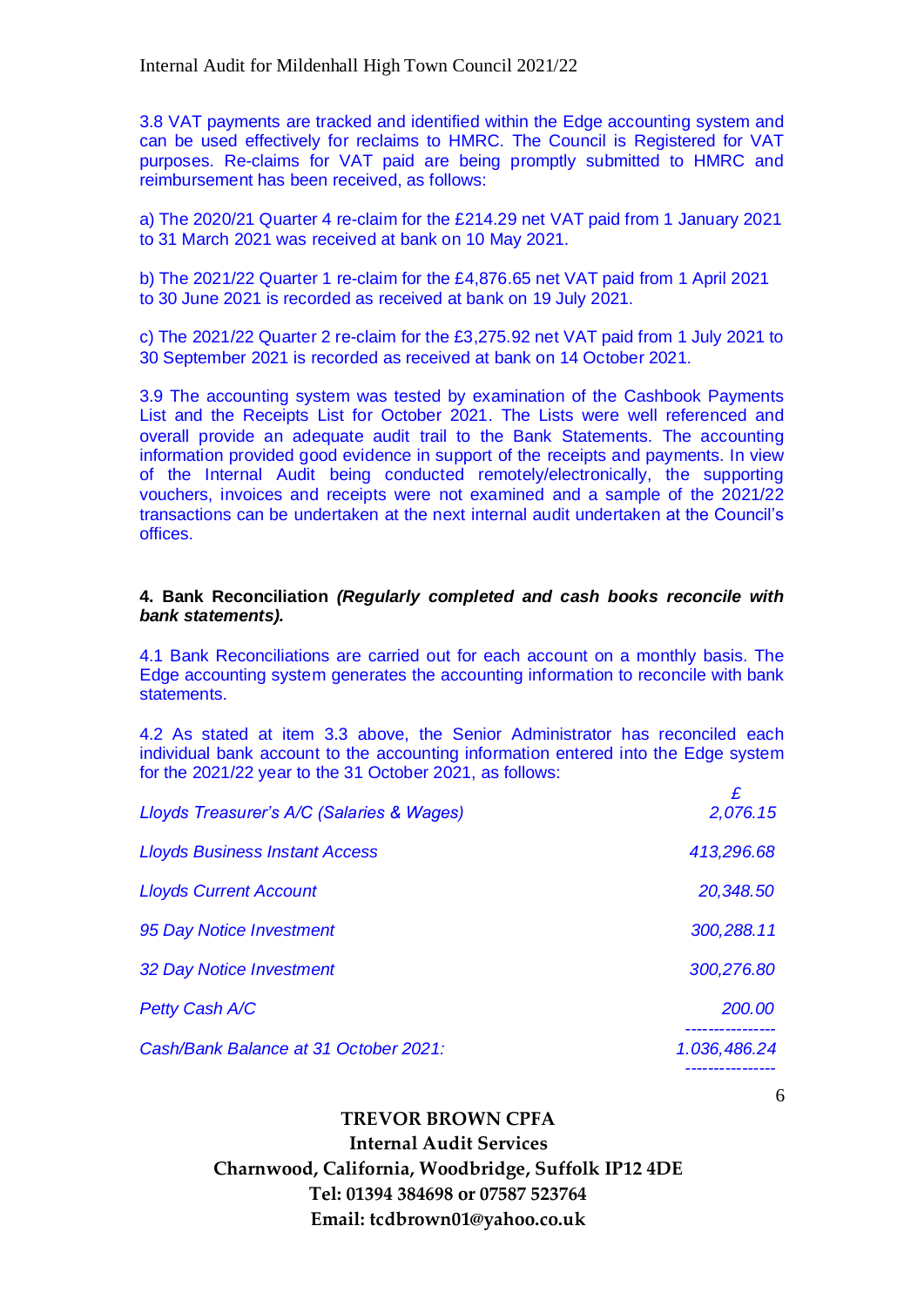3.8 VAT payments are tracked and identified within the Edge accounting system and can be used effectively for reclaims to HMRC. The Council is Registered for VAT purposes. Re-claims for VAT paid are being promptly submitted to HMRC and reimbursement has been received, as follows:

a) The 2020/21 Quarter 4 re-claim for the £214.29 net VAT paid from 1 January 2021 to 31 March 2021 was received at bank on 10 May 2021.

b) The 2021/22 Quarter 1 re-claim for the £4,876.65 net VAT paid from 1 April 2021 to 30 June 2021 is recorded as received at bank on 19 July 2021.

c) The 2021/22 Quarter 2 re-claim for the £3,275.92 net VAT paid from 1 July 2021 to 30 September 2021 is recorded as received at bank on 14 October 2021.

3.9 The accounting system was tested by examination of the Cashbook Payments List and the Receipts List for October 2021. The Lists were well referenced and overall provide an adequate audit trail to the Bank Statements. The accounting information provided good evidence in support of the receipts and payments. In view of the Internal Audit being conducted remotely/electronically, the supporting vouchers, invoices and receipts were not examined and a sample of the 2021/22 transactions can be undertaken at the next internal audit undertaken at the Council's offices.

**4. Bank Reconciliation *(Regularly completed and cash books reconcile with bank statements).***

4.1 Bank Reconciliations are carried out for each account on a monthly basis. The Edge accounting system generates the accounting information to reconcile with bank statements.

4.2 As stated at item 3.3 above, the Senior Administrator has reconciled each individual bank account to the accounting information entered into the Edge system for the 2021/22 year to the 31 October 2021, as follows:

| | £ |
|---|---|
| *Lloyds Treasurer's A/C (Salaries & Wages)* | *2,076.15* |
| *Lloyds Business Instant Access* | *413,296.68* |
| *Lloyds Current Account* | *20,348.50* |
| *95 Day Notice Investment* | *300,288.11* |
| *32 Day Notice Investment* | *300,276.80* |
| *Petty Cash A/C* | *200.00* |
| *Cash/Bank Balance at 31 October 2021:* | *1.036,486.24* |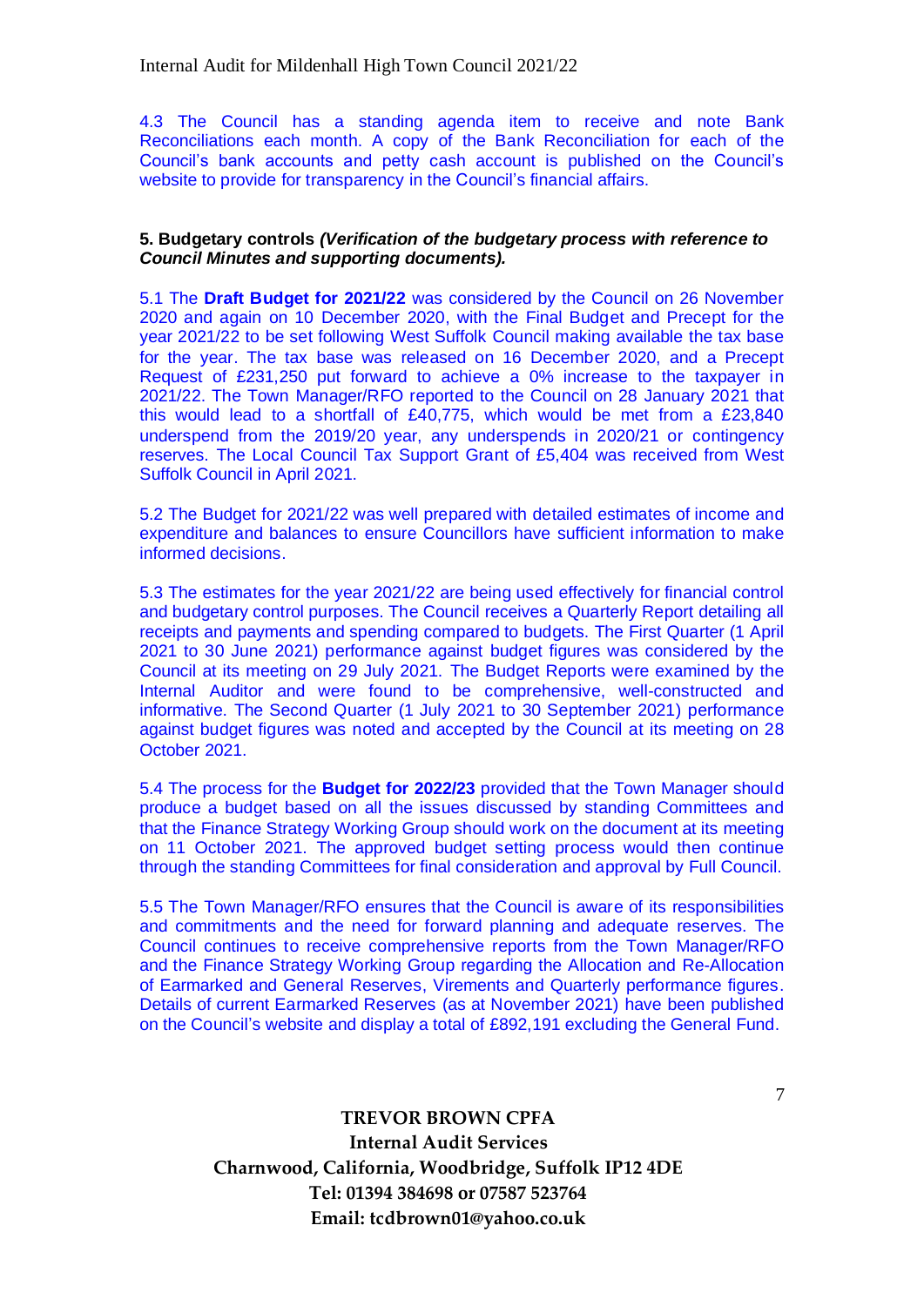4.3 The Council has a standing agenda item to receive and note Bank Reconciliations each month. A copy of the Bank Reconciliation for each of the Council's bank accounts and petty cash account is published on the Council's website to provide for transparency in the Council's financial affairs.

**5. Budgetary controls** ***(Verification of the budgetary process with reference to Council Minutes and supporting documents).***

5.1 The **Draft Budget for 2021/22** was considered by the Council on 26 November 2020 and again on 10 December 2020, with the Final Budget and Precept for the year 2021/22 to be set following West Suffolk Council making available the tax base for the year. The tax base was released on 16 December 2020, and a Precept Request of £231,250 put forward to achieve a 0% increase to the taxpayer in 2021/22. The Town Manager/RFO reported to the Council on 28 January 2021 that this would lead to a shortfall of £40,775, which would be met from a £23,840 underspend from the 2019/20 year, any underspends in 2020/21 or contingency reserves. The Local Council Tax Support Grant of £5,404 was received from West Suffolk Council in April 2021.

5.2 The Budget for 2021/22 was well prepared with detailed estimates of income and expenditure and balances to ensure Councillors have sufficient information to make informed decisions.

5.3 The estimates for the year 2021/22 are being used effectively for financial control and budgetary control purposes. The Council receives a Quarterly Report detailing all receipts and payments and spending compared to budgets. The First Quarter (1 April 2021 to 30 June 2021) performance against budget figures was considered by the Council at its meeting on 29 July 2021. The Budget Reports were examined by the Internal Auditor and were found to be comprehensive, well-constructed and informative. The Second Quarter (1 July 2021 to 30 September 2021) performance against budget figures was noted and accepted by the Council at its meeting on 28 October 2021.

5.4 The process for the **Budget for 2022/23** provided that the Town Manager should produce a budget based on all the issues discussed by standing Committees and that the Finance Strategy Working Group should work on the document at its meeting on 11 October 2021. The approved budget setting process would then continue through the standing Committees for final consideration and approval by Full Council.

5.5 The Town Manager/RFO ensures that the Council is aware of its responsibilities and commitments and the need for forward planning and adequate reserves. The Council continues to receive comprehensive reports from the Town Manager/RFO and the Finance Strategy Working Group regarding the Allocation and Re-Allocation of Earmarked and General Reserves, Virements and Quarterly performance figures. Details of current Earmarked Reserves (as at November 2021) have been published on the Council's website and display a total of £892,191 excluding the General Fund.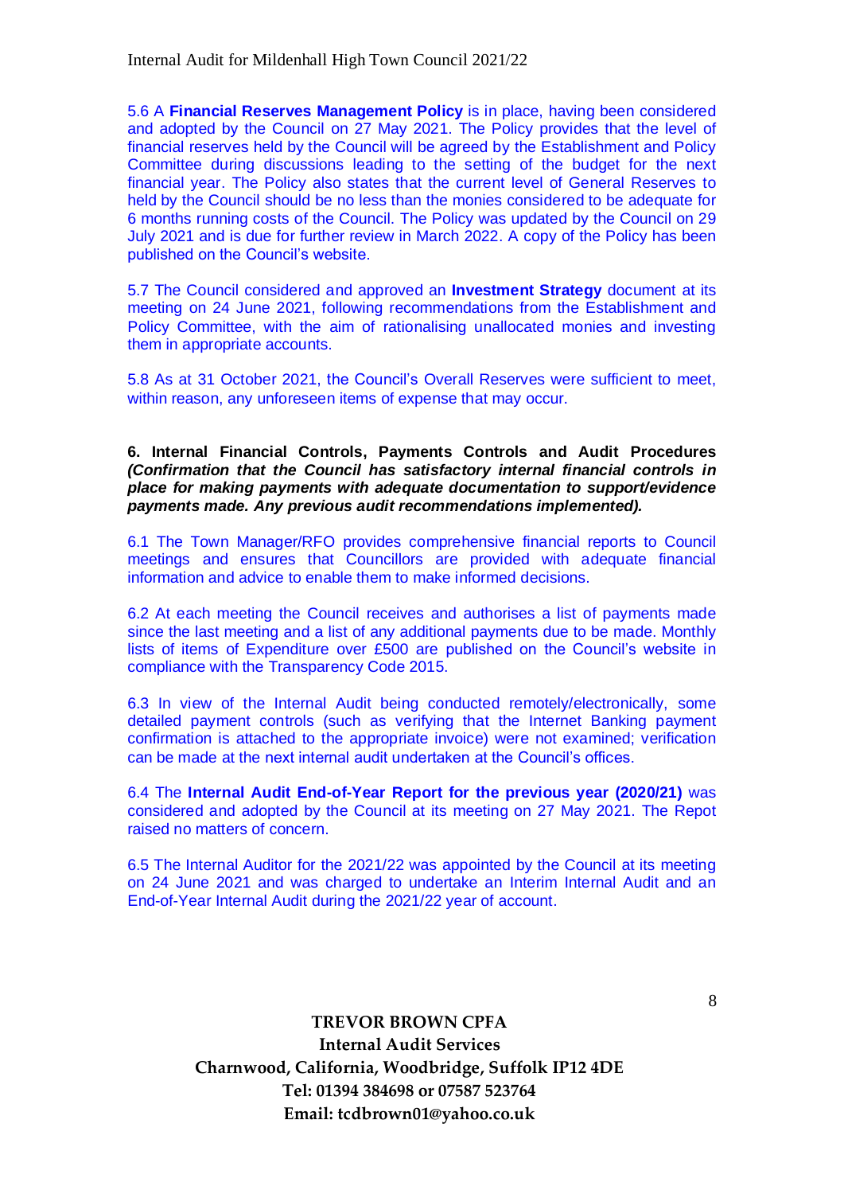5.6 A **Financial Reserves Management Policy** is in place, having been considered and adopted by the Council on 27 May 2021. The Policy provides that the level of financial reserves held by the Council will be agreed by the Establishment and Policy Committee during discussions leading to the setting of the budget for the next financial year. The Policy also states that the current level of General Reserves to held by the Council should be no less than the monies considered to be adequate for 6 months running costs of the Council. The Policy was updated by the Council on 29 July 2021 and is due for further review in March 2022. A copy of the Policy has been published on the Council's website.

5.7 The Council considered and approved an **Investment Strategy** document at its meeting on 24 June 2021, following recommendations from the Establishment and Policy Committee, with the aim of rationalising unallocated monies and investing them in appropriate accounts.

5.8 As at 31 October 2021, the Council's Overall Reserves were sufficient to meet, within reason, any unforeseen items of expense that may occur.

**6. Internal Financial Controls, Payments Controls and Audit Procedures** ***(Confirmation that the Council has satisfactory internal financial controls in place for making payments with adequate documentation to support/evidence payments made. Any previous audit recommendations implemented).***

6.1 The Town Manager/RFO provides comprehensive financial reports to Council meetings and ensures that Councillors are provided with adequate financial information and advice to enable them to make informed decisions.

6.2 At each meeting the Council receives and authorises a list of payments made since the last meeting and a list of any additional payments due to be made. Monthly lists of items of Expenditure over £500 are published on the Council's website in compliance with the Transparency Code 2015.

6.3 In view of the Internal Audit being conducted remotely/electronically, some detailed payment controls (such as verifying that the Internet Banking payment confirmation is attached to the appropriate invoice) were not examined; verification can be made at the next internal audit undertaken at the Council's offices.

6.4 The **Internal Audit End-of-Year Report for the previous year (2020/21)** was considered and adopted by the Council at its meeting on 27 May 2021. The Repot raised no matters of concern.

6.5 The Internal Auditor for the 2021/22 was appointed by the Council at its meeting on 24 June 2021 and was charged to undertake an Interim Internal Audit and an End-of-Year Internal Audit during the 2021/22 year of account.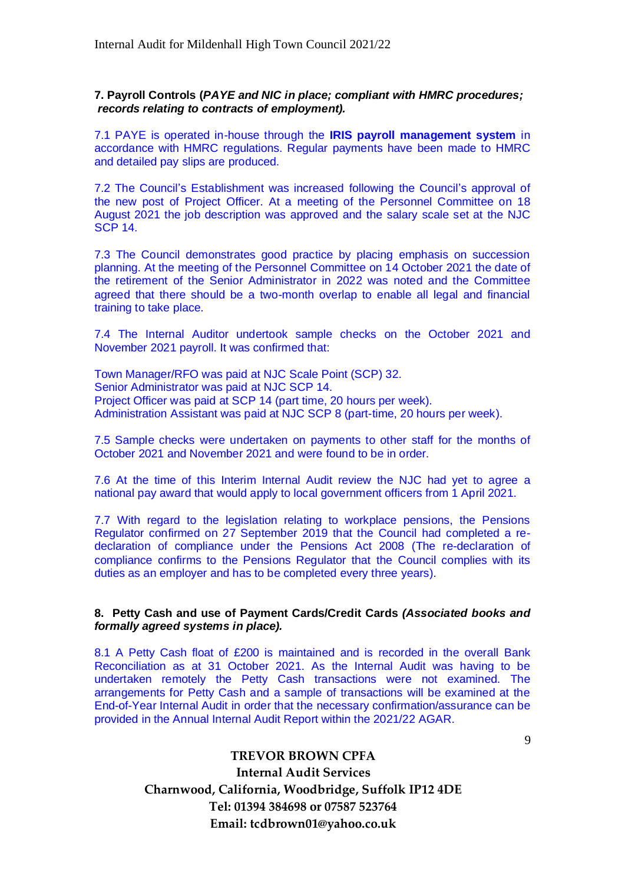**7. Payroll Controls (*PAYE and NIC in place; compliant with HMRC procedures; records relating to contracts of employment).***

7.1 PAYE is operated in-house through the **IRIS payroll management system** in accordance with HMRC regulations. Regular payments have been made to HMRC and detailed pay slips are produced.

7.2 The Council's Establishment was increased following the Council's approval of the new post of Project Officer. At a meeting of the Personnel Committee on 18 August 2021 the job description was approved and the salary scale set at the NJC SCP 14.

7.3 The Council demonstrates good practice by placing emphasis on succession planning. At the meeting of the Personnel Committee on 14 October 2021 the date of the retirement of the Senior Administrator in 2022 was noted and the Committee agreed that there should be a two-month overlap to enable all legal and financial training to take place.

7.4 The Internal Auditor undertook sample checks on the October 2021 and November 2021 payroll. It was confirmed that:

Town Manager/RFO was paid at NJC Scale Point (SCP) 32.
Senior Administrator was paid at NJC SCP 14.
Project Officer was paid at SCP 14 (part time, 20 hours per week).
Administration Assistant was paid at NJC SCP 8 (part-time, 20 hours per week).

7.5 Sample checks were undertaken on payments to other staff for the months of October 2021 and November 2021 and were found to be in order.

7.6 At the time of this Interim Internal Audit review the NJC had yet to agree a national pay award that would apply to local government officers from 1 April 2021.

7.7 With regard to the legislation relating to workplace pensions, the Pensions Regulator confirmed on 27 September 2019 that the Council had completed a re-declaration of compliance under the Pensions Act 2008 (The re-declaration of compliance confirms to the Pensions Regulator that the Council complies with its duties as an employer and has to be completed every three years).

**8. Petty Cash and use of Payment Cards/Credit Cards *(Associated books and formally agreed systems in place).***

8.1 A Petty Cash float of £200 is maintained and is recorded in the overall Bank Reconciliation as at 31 October 2021. As the Internal Audit was having to be undertaken remotely the Petty Cash transactions were not examined. The arrangements for Petty Cash and a sample of transactions will be examined at the End-of-Year Internal Audit in order that the necessary confirmation/assurance can be provided in the Annual Internal Audit Report within the 2021/22 AGAR.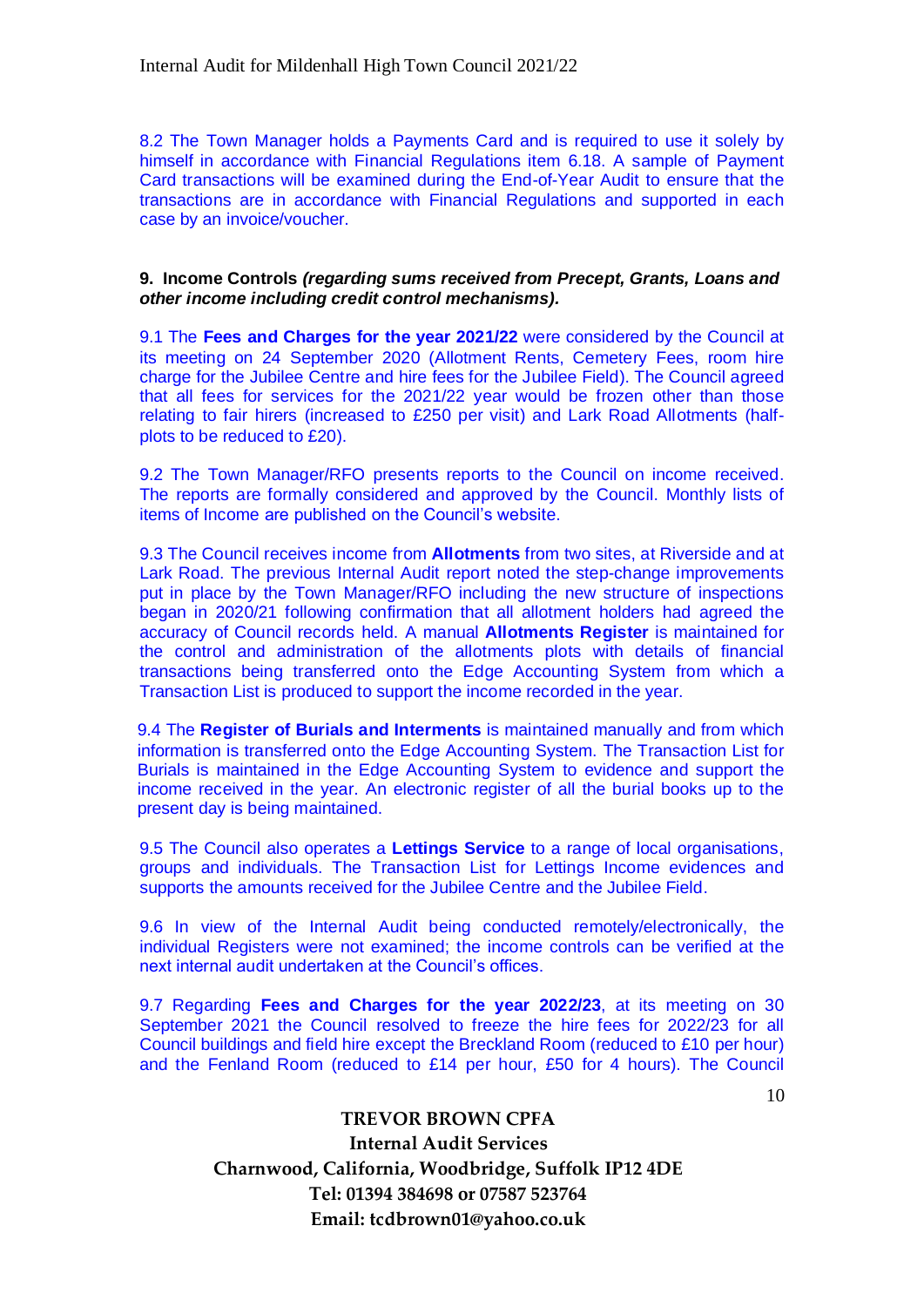8.2 The Town Manager holds a Payments Card and is required to use it solely by himself in accordance with Financial Regulations item 6.18. A sample of Payment Card transactions will be examined during the End-of-Year Audit to ensure that the transactions are in accordance with Financial Regulations and supported in each case by an invoice/voucher.

**9. Income Controls** ***(regarding sums received from Precept, Grants, Loans and other income including credit control mechanisms).***

9.1 The **Fees and Charges for the year 2021/22** were considered by the Council at its meeting on 24 September 2020 (Allotment Rents, Cemetery Fees, room hire charge for the Jubilee Centre and hire fees for the Jubilee Field). The Council agreed that all fees for services for the 2021/22 year would be frozen other than those relating to fair hirers (increased to £250 per visit) and Lark Road Allotments (half-plots to be reduced to £20).

9.2 The Town Manager/RFO presents reports to the Council on income received. The reports are formally considered and approved by the Council. Monthly lists of items of Income are published on the Council's website.

9.3 The Council receives income from **Allotments** from two sites, at Riverside and at Lark Road. The previous Internal Audit report noted the step-change improvements put in place by the Town Manager/RFO including the new structure of inspections began in 2020/21 following confirmation that all allotment holders had agreed the accuracy of Council records held. A manual **Allotments Register** is maintained for the control and administration of the allotments plots with details of financial transactions being transferred onto the Edge Accounting System from which a Transaction List is produced to support the income recorded in the year.

9.4 The **Register of Burials and Interments** is maintained manually and from which information is transferred onto the Edge Accounting System. The Transaction List for Burials is maintained in the Edge Accounting System to evidence and support the income received in the year. An electronic register of all the burial books up to the present day is being maintained.

9.5 The Council also operates a **Lettings Service** to a range of local organisations, groups and individuals. The Transaction List for Lettings Income evidences and supports the amounts received for the Jubilee Centre and the Jubilee Field.

9.6 In view of the Internal Audit being conducted remotely/electronically, the individual Registers were not examined; the income controls can be verified at the next internal audit undertaken at the Council's offices.

9.7 Regarding **Fees and Charges for the year 2022/23**, at its meeting on 30 September 2021 the Council resolved to freeze the hire fees for 2022/23 for all Council buildings and field hire except the Breckland Room (reduced to £10 per hour) and the Fenland Room (reduced to £14 per hour, £50 for 4 hours). The Council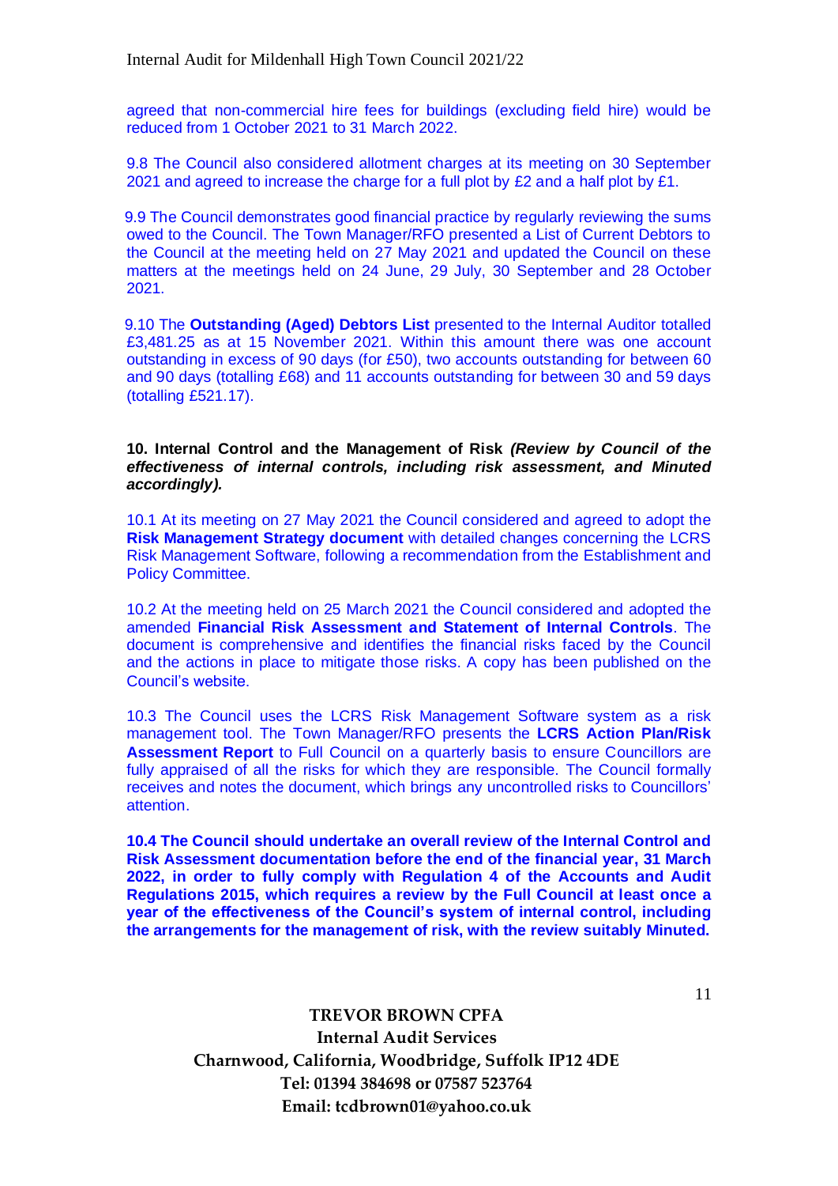agreed that non-commercial hire fees for buildings (excluding field hire) would be reduced from 1 October 2021 to 31 March 2022.

9.8 The Council also considered allotment charges at its meeting on 30 September 2021 and agreed to increase the charge for a full plot by £2 and a half plot by £1.

9.9 The Council demonstrates good financial practice by regularly reviewing the sums owed to the Council. The Town Manager/RFO presented a List of Current Debtors to the Council at the meeting held on 27 May 2021 and updated the Council on these matters at the meetings held on 24 June, 29 July, 30 September and 28 October 2021.

9.10 The **Outstanding (Aged) Debtors List** presented to the Internal Auditor totalled £3,481.25 as at 15 November 2021. Within this amount there was one account outstanding in excess of 90 days (for £50), two accounts outstanding for between 60 and 90 days (totalling £68) and 11 accounts outstanding for between 30 and 59 days (totalling £521.17).

**10. Internal Control and the Management of Risk** ***(Review by Council of the effectiveness of internal controls, including risk assessment, and Minuted accordingly).***

10.1 At its meeting on 27 May 2021 the Council considered and agreed to adopt the **Risk Management Strategy document** with detailed changes concerning the LCRS Risk Management Software, following a recommendation from the Establishment and Policy Committee.

10.2 At the meeting held on 25 March 2021 the Council considered and adopted the amended **Financial Risk Assessment and Statement of Internal Controls**. The document is comprehensive and identifies the financial risks faced by the Council and the actions in place to mitigate those risks. A copy has been published on the Council's website.

10.3 The Council uses the LCRS Risk Management Software system as a risk management tool. The Town Manager/RFO presents the **LCRS Action Plan/Risk Assessment Report** to Full Council on a quarterly basis to ensure Councillors are fully appraised of all the risks for which they are responsible. The Council formally receives and notes the document, which brings any uncontrolled risks to Councillors' attention.

**10.4 The Council should undertake an overall review of the Internal Control and Risk Assessment documentation before the end of the financial year, 31 March 2022, in order to fully comply with Regulation 4 of the Accounts and Audit Regulations 2015, which requires a review by the Full Council at least once a year of the effectiveness of the Council's system of internal control, including the arrangements for the management of risk, with the review suitably Minuted.**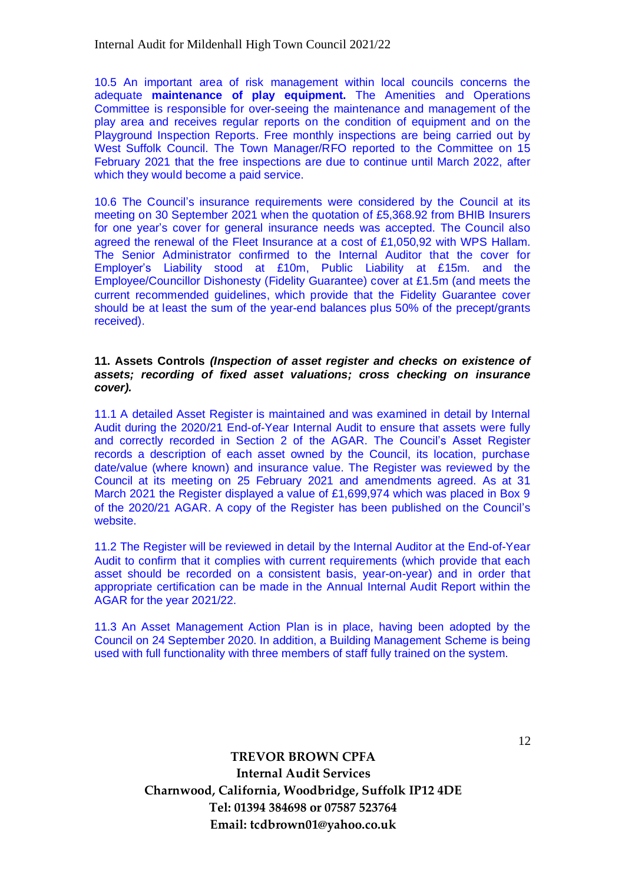10.5 An important area of risk management within local councils concerns the adequate **maintenance of play equipment.** The Amenities and Operations Committee is responsible for over-seeing the maintenance and management of the play area and receives regular reports on the condition of equipment and on the Playground Inspection Reports. Free monthly inspections are being carried out by West Suffolk Council. The Town Manager/RFO reported to the Committee on 15 February 2021 that the free inspections are due to continue until March 2022, after which they would become a paid service.

10.6 The Council's insurance requirements were considered by the Council at its meeting on 30 September 2021 when the quotation of £5,368.92 from BHIB Insurers for one year's cover for general insurance needs was accepted. The Council also agreed the renewal of the Fleet Insurance at a cost of £1,050,92 with WPS Hallam. The Senior Administrator confirmed to the Internal Auditor that the cover for Employer's Liability stood at £10m, Public Liability at £15m. and the Employee/Councillor Dishonesty (Fidelity Guarantee) cover at £1.5m (and meets the current recommended guidelines, which provide that the Fidelity Guarantee cover should be at least the sum of the year-end balances plus 50% of the precept/grants received).

**11. Assets Controls** ***(Inspection of asset register and checks on existence of assets; recording of fixed asset valuations; cross checking on insurance cover).***

11.1 A detailed Asset Register is maintained and was examined in detail by Internal Audit during the 2020/21 End-of-Year Internal Audit to ensure that assets were fully and correctly recorded in Section 2 of the AGAR. The Council's Asset Register records a description of each asset owned by the Council, its location, purchase date/value (where known) and insurance value. The Register was reviewed by the Council at its meeting on 25 February 2021 and amendments agreed. As at 31 March 2021 the Register displayed a value of £1,699,974 which was placed in Box 9 of the 2020/21 AGAR. A copy of the Register has been published on the Council's website.

11.2 The Register will be reviewed in detail by the Internal Auditor at the End-of-Year Audit to confirm that it complies with current requirements (which provide that each asset should be recorded on a consistent basis, year-on-year) and in order that appropriate certification can be made in the Annual Internal Audit Report within the AGAR for the year 2021/22.

11.3 An Asset Management Action Plan is in place, having been adopted by the Council on 24 September 2020. In addition, a Building Management Scheme is being used with full functionality with three members of staff fully trained on the system.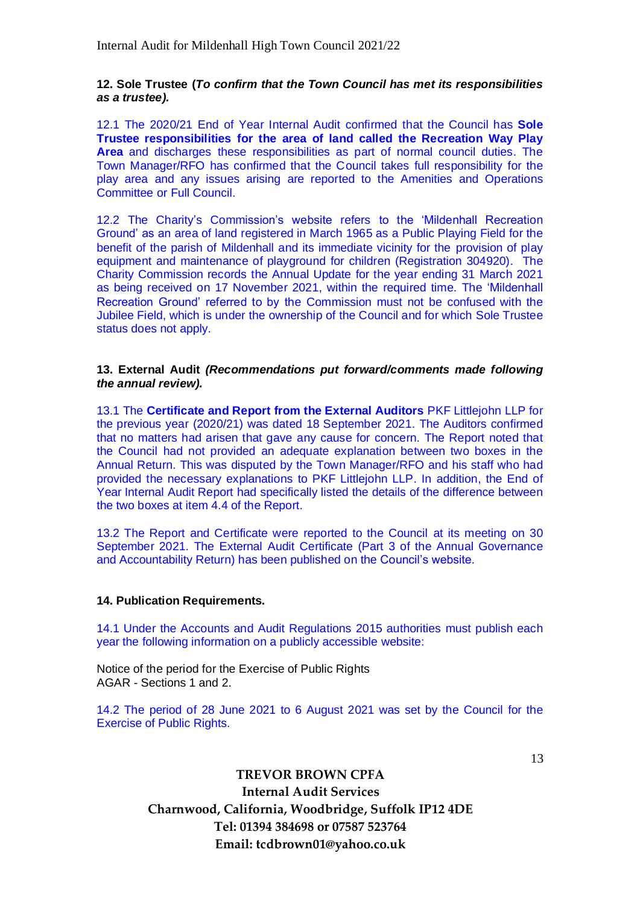**12. Sole Trustee (*To confirm that the Town Council has met its responsibilities as a trustee).***

12.1 The 2020/21 End of Year Internal Audit confirmed that the Council has **Sole Trustee responsibilities for the area of land called the Recreation Way Play Area** and discharges these responsibilities as part of normal council duties. The Town Manager/RFO has confirmed that the Council takes full responsibility for the play area and any issues arising are reported to the Amenities and Operations Committee or Full Council.

12.2 The Charity's Commission's website refers to the 'Mildenhall Recreation Ground' as an area of land registered in March 1965 as a Public Playing Field for the benefit of the parish of Mildenhall and its immediate vicinity for the provision of play equipment and maintenance of playground for children (Registration 304920). The Charity Commission records the Annual Update for the year ending 31 March 2021 as being received on 17 November 2021, within the required time. The 'Mildenhall Recreation Ground' referred to by the Commission must not be confused with the Jubilee Field, which is under the ownership of the Council and for which Sole Trustee status does not apply.

**13. External Audit *(Recommendations put forward/comments made following the annual review).***

13.1 The **Certificate and Report from the External Auditors** PKF Littlejohn LLP for the previous year (2020/21) was dated 18 September 2021. The Auditors confirmed that no matters had arisen that gave any cause for concern. The Report noted that the Council had not provided an adequate explanation between two boxes in the Annual Return. This was disputed by the Town Manager/RFO and his staff who had provided the necessary explanations to PKF Littlejohn LLP. In addition, the End of Year Internal Audit Report had specifically listed the details of the difference between the two boxes at item 4.4 of the Report.

13.2 The Report and Certificate were reported to the Council at its meeting on 30 September 2021. The External Audit Certificate (Part 3 of the Annual Governance and Accountability Return) has been published on the Council's website.

**14. Publication Requirements.**

14.1 Under the Accounts and Audit Regulations 2015 authorities must publish each year the following information on a publicly accessible website:

Notice of the period for the Exercise of Public Rights
AGAR - Sections 1 and 2.

14.2 The period of 28 June 2021 to 6 August 2021 was set by the Council for the Exercise of Public Rights.

**TREVOR BROWN CPFA**
**Internal Audit Services**
**Charnwood, California, Woodbridge, Suffolk IP12 4DE**
**Tel: 01394 384698 or 07587 523764**
**Email: tcdbrown01@yahoo.co.uk**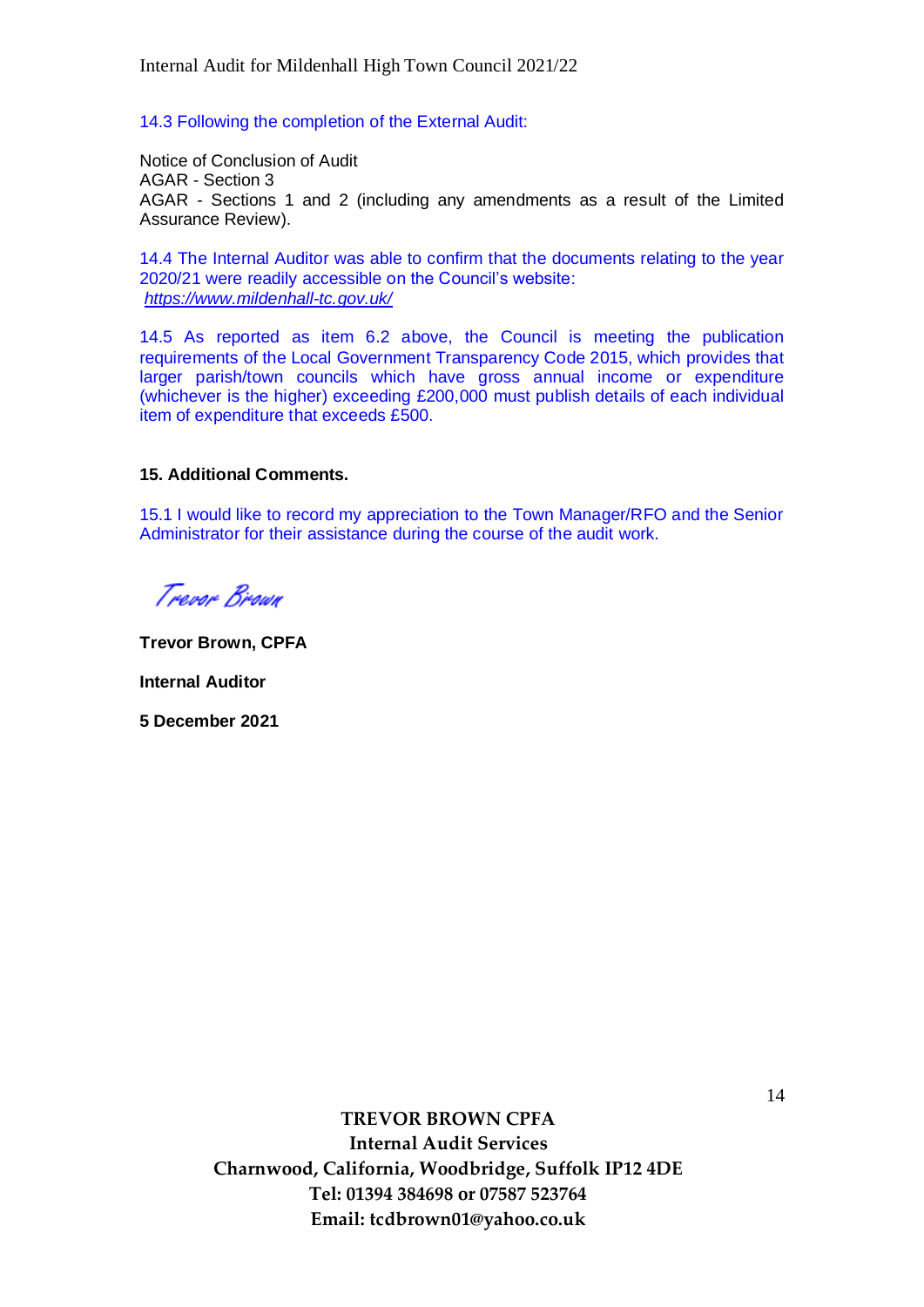14.3 Following the completion of the External Audit:

Notice of Conclusion of Audit
AGAR - Section 3
AGAR - Sections 1 and 2 (including any amendments as a result of the Limited Assurance Review).

14.4 The Internal Auditor was able to confirm that the documents relating to the year 2020/21 were readily accessible on the Council's website: *https://www.mildenhall-tc.gov.uk/*

14.5 As reported as item 6.2 above, the Council is meeting the publication requirements of the Local Government Transparency Code 2015, which provides that larger parish/town councils which have gross annual income or expenditure (whichever is the higher) exceeding £200,000 must publish details of each individual item of expenditure that exceeds £500.

**15. Additional Comments.**

15.1 I would like to record my appreciation to the Town Manager/RFO and the Senior Administrator for their assistance during the course of the audit work.

*Trevor Brown*

**Trevor Brown, CPFA**

**Internal Auditor**

**5 December 2021**

**TREVOR BROWN CPFA**
**Internal Audit Services**
**Charnwood, California, Woodbridge, Suffolk IP12 4DE**
**Tel: 01394 384698 or 07587 523764**
**Email: tcdbrown01@yahoo.co.uk**